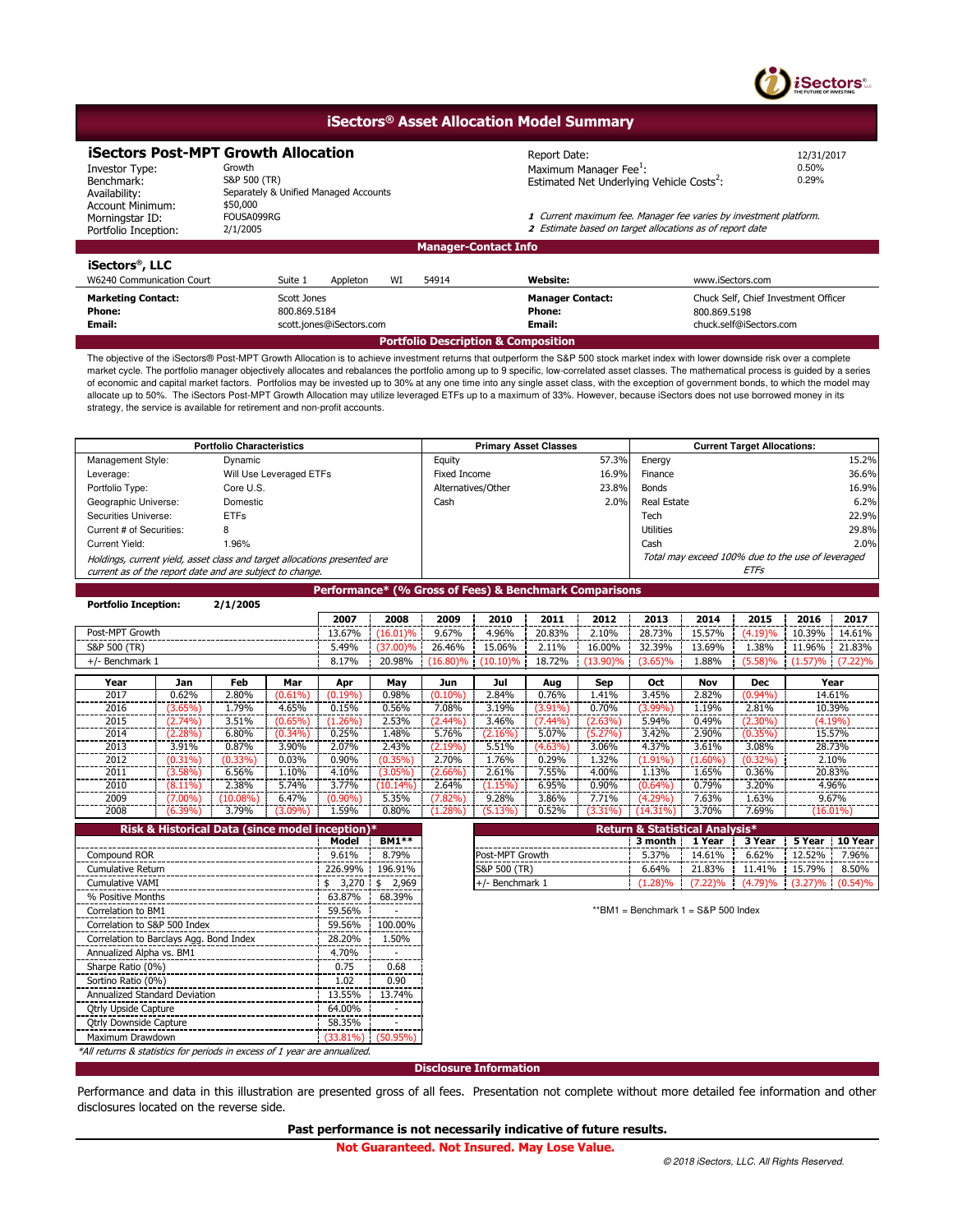# iSectors® Asset Allocation Model Summary

## iSectors Post-MPT Growth Allocation

| | |
|---|---|
| Investor Type: | Growth |
| Benchmark: | S&P 500 (TR) |
| Availability: | Separately & Unified Managed Accounts |
| Account Minimum: | $50,000 |
| Morningstar ID: | FOUSA099RG |
| Portfolio Inception: | 2/1/2005 |

| | |
|---|---|
| Report Date: | 12/31/2017 |
| Maximum Manager Fee[1]: | 0.50% |
| Estimated Net Underlying Vehicle Costs[2]: | 0.29% |

*1 Current maximum fee. Manager fee varies by investment platform.*
*2 Estimate based on target allocations as of report date*

### Manager-Contact Info

**iSectors®, LLC**
W6240 Communication Court Suite 1 Appleton WI 54914

**Website:** www.iSectors.com

| | | | |
|---|---|---|---|
| **Marketing Contact:** | Scott Jones | **Manager Contact:** | Chuck Self, Chief Investment Officer |
| **Phone:** | 800.869.5184 | **Phone:** | 800.869.5198 |
| **Email:** | scott.jones@iSectors.com | **Email:** | chuck.self@iSectors.com |

### Portfolio Description & Composition

The objective of the iSectors® Post-MPT Growth Allocation is to achieve investment returns that outperform the S&P 500 stock market index with lower downside risk over a complete market cycle. The portfolio manager objectively allocates and rebalances the portfolio among up to 9 specific, low-correlated asset classes. The mathematical process is guided by a series of economic and capital market factors. Portfolios may be invested up to 30% at any one time into any single asset class, with the exception of government bonds, to which the model may allocate up to 50%. The iSectors Post-MPT Growth Allocation may utilize leveraged ETFs up to a maximum of 33%. However, because iSectors does not use borrowed money in its strategy, the service is available for retirement and non-profit accounts.

| Portfolio Characteristics | |
|---|---|
| Management Style: | Dynamic |
| Leverage: | Will Use Leveraged ETFs |
| Portfolio Type: | Core U.S. |
| Geographic Universe: | Domestic |
| Securities Universe: | ETFs |
| Current # of Securities: | 8 |
| Current Yield: | 1.96% |

*Holdings, current yield, asset class and target allocations presented are current as of the report date and are subject to change.*

| Primary Asset Classes | |
|---|---|
| Equity | 57.3% |
| Fixed Income | 16.9% |
| Alternatives/Other | 23.8% |
| Cash | 2.0% |

| Current Target Allocations: | |
|---|---|
| Energy | 15.2% |
| Finance | 36.6% |
| Bonds | 16.9% |
| Real Estate | 6.2% |
| Tech | 22.9% |
| Utilities | 29.8% |
| Cash | 2.0% |

*Total may exceed 100% due to the use of leveraged ETFs*

### Performance* (% Gross of Fees) & Benchmark Comparisons

**Portfolio Inception:** 2/1/2005

| | 2007 | 2008 | 2009 | 2010 | 2011 | 2012 | 2013 | 2014 | 2015 | 2016 | 2017 |
|---|---|---|---|---|---|---|---|---|---|---|---|
| Post-MPT Growth | 13.67% | (16.01)% | 9.67% | 4.96% | 20.83% | 2.10% | 28.73% | 15.57% | (4.19)% | 10.39% | 14.61% |
| S&P 500 (TR) | 5.49% | (37.00)% | 26.46% | 15.06% | 2.11% | 16.00% | 32.39% | 13.69% | 1.38% | 11.96% | 21.83% |
| +/- Benchmark 1 | 8.17% | 20.98% | (16.80)% | (10.10)% | 18.72% | (13.90)% | (3.65)% | 1.88% | (5.58)% | (1.57)% | (7.22)% |

| Year | Jan | Feb | Mar | Apr | May | Jun | Jul | Aug | Sep | Oct | Nov | Dec | Year |
|---|---|---|---|---|---|---|---|---|---|---|---|---|---|
| 2017 | 0.62% | 2.80% | (0.61%) | (0.19%) | 0.98% | (0.10%) | 2.84% | 0.76% | 1.41% | 3.45% | 2.82% | (0.94%) | 14.61% |
| 2016 | (3.65%) | 1.79% | 4.65% | 0.15% | 0.56% | 7.08% | 3.19% | (3.91%) | 0.70% | (3.99%) | 1.19% | 2.81% | 10.39% |
| 2015 | (2.74%) | 3.51% | (0.65%) | (1.26%) | 2.53% | (2.44%) | 3.46% | (7.44%) | (2.63%) | 5.94% | 0.49% | (2.30%) | (4.19%) |
| 2014 | (2.28%) | 6.80% | (0.34%) | 0.25% | 1.48% | 5.76% | (2.16%) | 5.07% | (5.27%) | 3.42% | 2.90% | (0.35%) | 15.57% |
| 2013 | 3.91% | 0.87% | 3.90% | 2.07% | 2.43% | (2.19%) | 5.51% | (4.63%) | 3.06% | 4.37% | 3.61% | 3.08% | 28.73% |
| 2012 | (0.31%) | (0.33%) | 0.03% | 0.90% | (0.35%) | 2.70% | 1.76% | 0.29% | 1.32% | (1.91%) | (1.60%) | (0.32%) | 2.10% |
| 2011 | (3.58%) | 6.56% | 1.10% | 4.10% | (3.05%) | (2.66%) | 2.61% | 7.55% | 4.00% | 1.13% | 1.65% | 0.36% | 20.83% |
| 2010 | (8.11%) | 2.38% | 5.74% | 3.77% | (10.14%) | 2.64% | (1.15%) | 6.95% | 0.90% | (0.64%) | 0.79% | 3.20% | 4.96% |
| 2009 | (7.00%) | (10.08%) | 6.47% | (0.90%) | 5.35% | (7.82%) | 9.28% | 3.86% | 7.71% | (4.29%) | 7.63% | 1.63% | 9.67% |
| 2008 | (6.39%) | 3.79% | (3.09%) | 1.59% | 0.80% | (1.28%) | (5.13%) | 0.52% | (3.31%) | (14.31%) | 3.70% | 7.69% | (16.01%) |

### Risk & Historical Data (since model inception)*

| | Model | BM1** |
|---|---|---|
| Compound ROR | 9.61% | 8.79% |
| Cumulative Return | 226.99% | 196.91% |
| Cumulative VAMI | $ 3,270 | $ 2,969 |
| % Positive Months | 63.87% | 68.39% |
| Correlation to BM1 | 59.56% | - |
| Correlation to S&P 500 Index | 59.56% | 100.00% |
| Correlation to Barclays Agg. Bond Index | 28.20% | 1.50% |
| Annualized Alpha vs. BM1 | 4.70% | - |
| Sharpe Ratio (0%) | 0.75 | 0.68 |
| Sortino Ratio (0%) | 1.02 | 0.90 |
| Annualized Standard Deviation | 13.55% | 13.74% |
| Qtrly Upside Capture | 64.00% | - |
| Qtrly Downside Capture | 58.35% | - |
| Maximum Drawdown | (33.81%) | (50.95%) |

*\*All returns & statistics for periods in excess of 1 year are annualized.*

### Return & Statistical Analysis*

| | 3 month | 1 Year | 3 Year | 5 Year | 10 Year |
|---|---|---|---|---|---|
| Post-MPT Growth | 5.37% | 14.61% | 6.62% | 12.52% | 7.96% |
| S&P 500 (TR) | 6.64% | 21.83% | 11.41% | 15.79% | 8.50% |
| +/- Benchmark 1 | (1.28)% | (7.22)% | (4.79)% | (3.27)% | (0.54)% |

**BM1 = Benchmark 1 = S&P 500 Index

### Disclosure Information

Performance and data in this illustration are presented gross of all fees. Presentation not complete without more detailed fee information and other disclosures located on the reverse side.

**Past performance is not necessarily indicative of future results.**

**Not Guaranteed. Not Insured. May Lose Value.**

*© 2018 iSectors, LLC. All Rights Reserved.*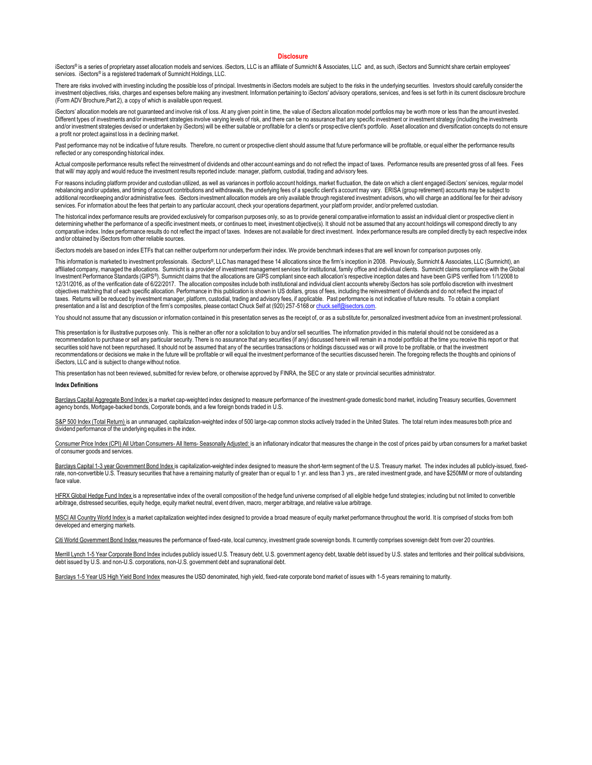## Disclosure

iSectors® is a series of proprietary asset allocation models and services. iSectors, LLC is an affiliate of Sumnicht & Associates, LLC and, as such, iSectors and Sumnicht share certain employees' services. iSectors® is a registered trademark of Sumnicht Holdings, LLC.

There are risks involved with investing including the possible loss of principal. Investments in iSectors models are subject to the risks in the underlying securities. Investors should carefully consider the investment objectives, risks, charges and expenses before making any investment. Information pertaining to iSectors' advisory operations, services, and fees is set forth in its current disclosure brochure (Form ADV Brochure,Part 2), a copy of which is available upon request.

iSectors' allocation models are not guaranteed and involve risk of loss. At any given point in time, the value of iSectors allocation model portfolios may be worth more or less than the amount invested. Different types of investments and/or investment strategies involve varying levels of risk, and there can be no assurance that any specific investment or investment strategy (including the investments and/or investment strategies devised or undertaken by iSectors) will be either suitable or profitable for a client's or prospective client's portfolio. Asset allocation and diversification concepts do not ensure a profit nor protect against loss in a declining market.

Past performance may not be indicative of future results. Therefore, no current or prospective client should assume that future performance will be profitable, or equal either the performance results reflected or any corresponding historical index.

Actual composite performance results reflect the reinvestment of dividends and other account earnings and do not reflect the impact of taxes. Performance results are presented gross of all fees. Fees that will/ may apply and would reduce the investment results reported include: manager, platform, custodial, trading and advisory fees.

For reasons including platform provider and custodian utilized, as well as variances in portfolio account holdings, market fluctuation, the date on which a client engaged iSectors' services, regular model rebalancing and/or updates, and timing of account contributions and withdrawals, the underlying fees of a specific client's account may vary. ERISA (group retirement) accounts may be subject to additional recordkeeping and/or administrative fees. iSectors investment allocation models are only available through registered investment advisors, who will charge an additional fee for their advisory services. For information about the fees that pertain to any particular account, check your operations department, your platform provider, and/or preferred custodian.

The historical index performance results are provided exclusively for comparison purposes only, so as to provide general comparative information to assist an individual client or prospective client in determining whether the performance of a specific investment meets, or continues to meet, investment objective(s). It should not be assumed that any account holdings will correspond directly to any comparative index. Index performance results do not reflect the impact of taxes. Indexes are not available for direct investment. Index performance results are compiled directly by each respective index and/or obtained by iSectors from other reliable sources.

iSectors models are based on index ETFs that can neither outperform nor underperform their index. We provide benchmark indexes that are well known for comparison purposes only.

This information is marketed to investment professionals. iSectors®, LLC has managed these 14 allocations since the firm's inception in 2008. Previously, Sumnicht & Associates, LLC (Sumnicht), an affiliated company, managed the allocations. Sumnicht is a provider of investment management services for institutional, family office and individual clients. Sumnicht claims compliance with the Global Investment Performance Standards (GIPS®). Sumnicht claims that the allocations are GIPS compliant since each allocation's respective inception dates and have been GIPS verified from 1/1/2008 to 12/31/2016, as of the verification date of 6/22/2017. The allocation composites include both institutional and individual client accounts whereby iSectors has sole portfolio discretion with investment objectives matching that of each specific allocation. Performance in this publication is shown in US dollars, gross of fees, including the reinvestment of dividends and do not reflect the impact of taxes. Returns will be reduced by investment manager, platform, custodial, trading and advisory fees, if applicable. Past performance is not indicative of future results. To obtain a compliant presentation and a list and description of the firm's composites, please contact Chuck Self at (920) 257-5168 or chuck.self@isectors.com.

You should not assume that any discussion or information contained in this presentation serves as the receipt of, or as a substitute for, personalized investment advice from an investment professional.

This presentation is for illustrative purposes only. This is neither an offer nor a solicitation to buy and/or sell securities. The information provided in this material should not be considered as a recommendation to purchase or sell any particular security. There is no assurance that any securities (if any) discussed herein will remain in a model portfolio at the time you receive this report or that securities sold have not been repurchased. It should not be assumed that any of the securities transactions or holdings discussed was or will prove to be profitable, or that the investment recommendations or decisions we make in the future will be profitable or will equal the investment performance of the securities discussed herein. The foregoing reflects the thoughts and opinions of iSectors, LLC and is subject to change without notice.

This presentation has not been reviewed, submitted for review before, or otherwise approved by FINRA, the SEC or any state or provincial securities administrator.

**Index Definitions**

Barclays Capital Aggregate Bond Index is a market cap-weighted index designed to measure performance of the investment-grade domestic bond market, including Treasury securities, Government agency bonds, Mortgage-backed bonds, Corporate bonds, and a few foreign bonds traded in U.S.

S&P 500 Index (Total Return) is an unmanaged, capitalization-weighted index of 500 large-cap common stocks actively traded in the United States. The total return index measures both price and dividend performance of the underlying equities in the index.

Consumer Price Index (CPI) All Urban Consumers- All Items- Seasonally Adjusted: is an inflationary indicator that measures the change in the cost of prices paid by urban consumers for a market basket of consumer goods and services.

Barclays Capital 1-3 year Government Bond Index is capitalization-weighted index designed to measure the short-term segment of the U.S. Treasury market. The index includes all publicly-issued, fixed-rate, non-convertible U.S. Treasury securities that have a remaining maturity of greater than or equal to 1 yr. and less than 3 yrs., are rated investment grade, and have $250MM or more of outstanding face value.

HFRX Global Hedge Fund Index is a representative index of the overall composition of the hedge fund universe comprised of all eligible hedge fund strategies; including but not limited to convertible arbitrage, distressed securities, equity hedge, equity market neutral, event driven, macro, merger arbitrage, and relative value arbitrage.

MSCI All Country World Index is a market capitalization weighted index designed to provide a broad measure of equity market performance throughout the world. It is comprised of stocks from both developed and emerging markets.

Citi World Government Bond Index measures the performance of fixed-rate, local currency, investment grade sovereign bonds. It currently comprises sovereign debt from over 20 countries.

Merrill Lynch 1-5 Year Corporate Bond Index includes publicly issued U.S. Treasury debt, U.S. government agency debt, taxable debt issued by U.S. states and territories and their political subdivisions, debt issued by U.S. and non-U.S. corporations, non-U.S. government debt and supranational debt.

Barclays 1-5 Year US High Yield Bond Index measures the USD denominated, high yield, fixed-rate corporate bond market of issues with 1-5 years remaining to maturity.